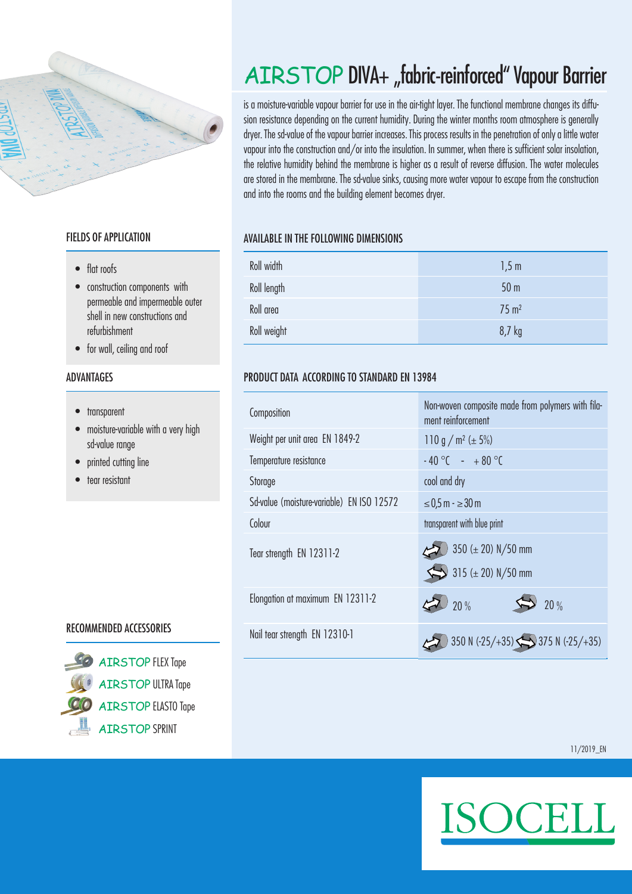# AIRSTOP DIVA+ „fabric-reinforced" Vapour Barrier

is a moisture-variable vapour barrier for use in the air-tight layer. The functional membrane changes its diffusion resistance depending on the current humidity. During the winter months room atmosphere is generally dryer. The sd-value of the vapour barrier increases. This process results in the penetration of only a little water vapour into the construction and/or into the insulation. In summer, when there is sufficient solar insolation, the relative humidity behind the membrane is higher as a result of reverse diffusion. The water molecules are stored in the membrane. The sd-value sinks, causing more water vapour to escape from the construction and into the rooms and the building element becomes dryer.

## FIELDS OF APPLICATION

- flat roofs
- construction components with permeable and impermeable outer shell in new constructions and refurbishment
- for wall, ceiling and roof

## ADVANTAGES

- transparent
- moisture-variable with a very high sd-value range
- printed cutting line
- tear resistant

## RECOMMENDED ACCESSORIES

- AIRSTOP FLEX Tape
- AIRSTOP ULTRA Tape
- AIRSTOP ELASTO Tape
- AIRSTOP SPRINT

## AVAILABLE IN THE FOLLOWING DIMENSIONS

| | |
|---|---|
| Roll width | 1,5 m |
| Roll length | 50 m |
| Roll area | 75 m² |
| Roll weight | 8,7 kg |

## PRODUCT DATA ACCORDING TO STANDARD EN 13984

| | |
|---|---|
| Composition | Non-woven composite made from polymers with filament reinforcement |
| Weight per unit area EN 1849-2 | 110 g / m² (± 5%) |
| Temperature resistance | - 40 °C - + 80 °C |
| Storage | cool and dry |
| Sd-value (moisture-variable) EN ISO 12572 | ≤ 0,5 m - ≥ 30 m |
| Colour | transparent with blue print |
| Tear strength EN 12311-2 | 350 (± 20) N/50 mm<br>315 (± 20) N/50 mm |
| Elongation at maximum EN 12311-2 | 20 % 20 % |
| Nail tear strength EN 12310-1 | 350 N (-25/+35) 375 N (-25/+35) |

11/2019_EN

ISOCELL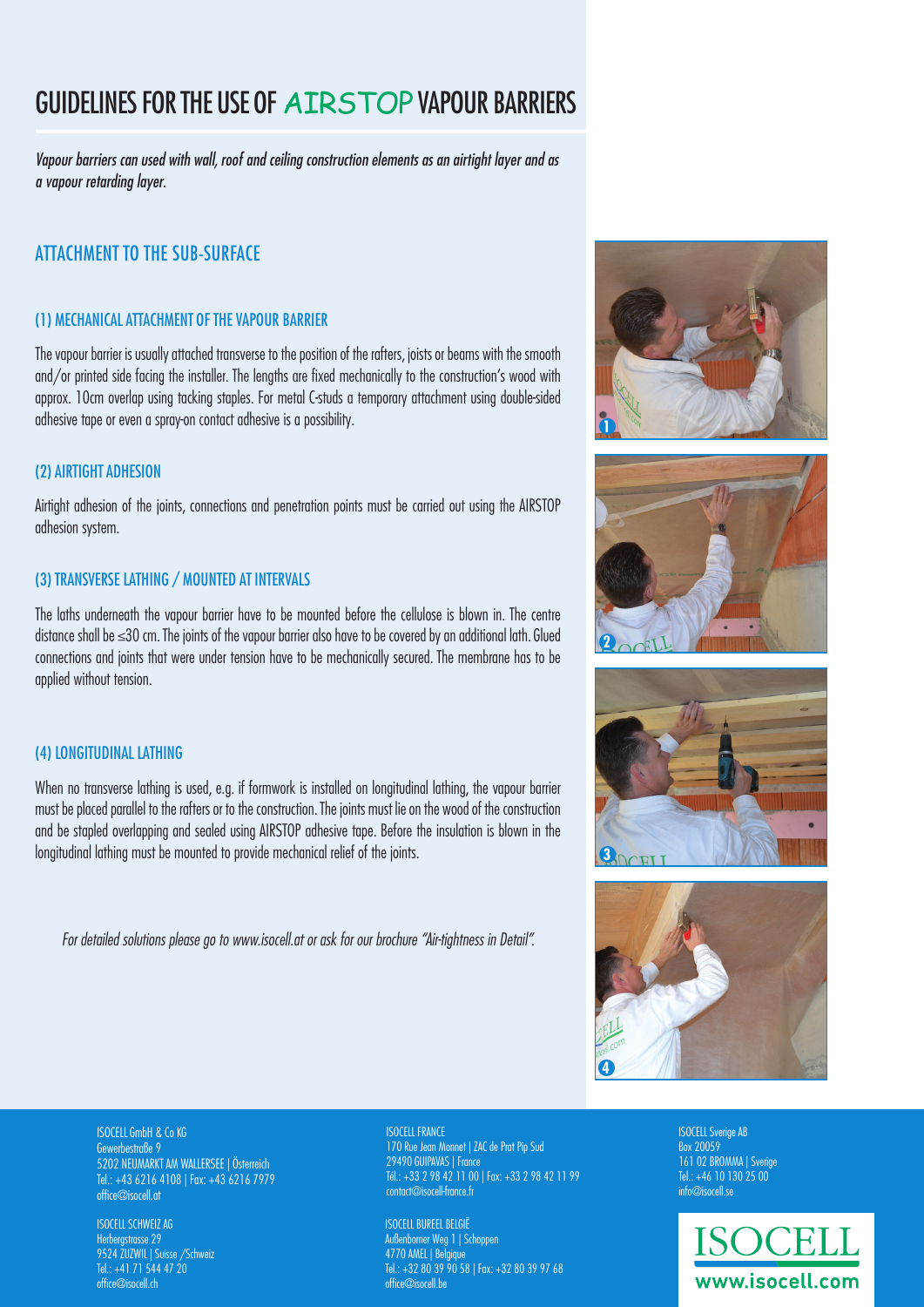# GUIDELINES FOR THE USE OF AIRSTOP VAPOUR BARRIERS

*Vapour barriers can used with wall, roof and ceiling construction elements as an airtight layer and as a vapour retarding layer.*

## ATTACHMENT TO THE SUB-SURFACE

### (1) MECHANICAL ATTACHMENT OF THE VAPOUR BARRIER

The vapour barrier is usually attached transverse to the position of the rafters, joists or beams with the smooth and/or printed side facing the installer. The lengths are fixed mechanically to the construction's wood with approx. 10cm overlap using tacking staples. For metal C-studs a temporary attachment using double-sided adhesive tape or even a spray-on contact adhesive is a possibility.

### (2) AIRTIGHT ADHESION

Airtight adhesion of the joints, connections and penetration points must be carried out using the AIRSTOP adhesion system.

### (3) TRANSVERSE LATHING / MOUNTED AT INTERVALS

The laths underneath the vapour barrier have to be mounted before the cellulose is blown in. The centre distance shall be ≤30 cm. The joints of the vapour barrier also have to be covered by an additional lath. Glued connections and joints that were under tension have to be mechanically secured. The membrane has to be applied without tension.

### (4) LONGITUDINAL LATHING

When no transverse lathing is used, e.g. if formwork is installed on longitudinal lathing, the vapour barrier must be placed parallel to the rafters or to the construction. The joints must lie on the wood of the construction and be stapled overlapping and sealed using AIRSTOP adhesive tape. Before the insulation is blown in the longitudinal lathing must be mounted to provide mechanical relief of the joints.

*For detailed solutions please go to www.isocell.at or ask for our brochure "Air-tightness in Detail".*

ISOCELL GmbH & Co KG
Gewerbestraße 9
5202 NEUMARKT AM WALLERSEE | Österreich
Tel.: +43 6216 4108 | Fax: +43 6216 7979
office@isocell.at

ISOCELL SCHWEIZ AG
Herbergstrasse 29
9524 ZUZWIL | Suisse /Schweiz
Tel.: +41 71 544 47 20
office@isocell.ch

ISOCELL FRANCE
170 Rue Jean Monnet | ZAC de Prat Pip Sud
29490 GUIPAVAS | France
Tél.: +33 2 98 42 11 00 | Fax: +33 2 98 42 11 99
contact@isocell-france.fr

ISOCELL BUREEL BELGIË
Außenborner Weg 1 | Schoppen
4770 AMEL | Belgique
Tel.: +32 80 39 90 58 | Fax: +32 80 39 97 68
office@isocell.be

ISOCELL Sverige AB
Box 20059
161 02 BROMMA | Sverige
Tel.: +46 10 130 25 00
info@isocell.se

ISOCELL
www.isocell.com